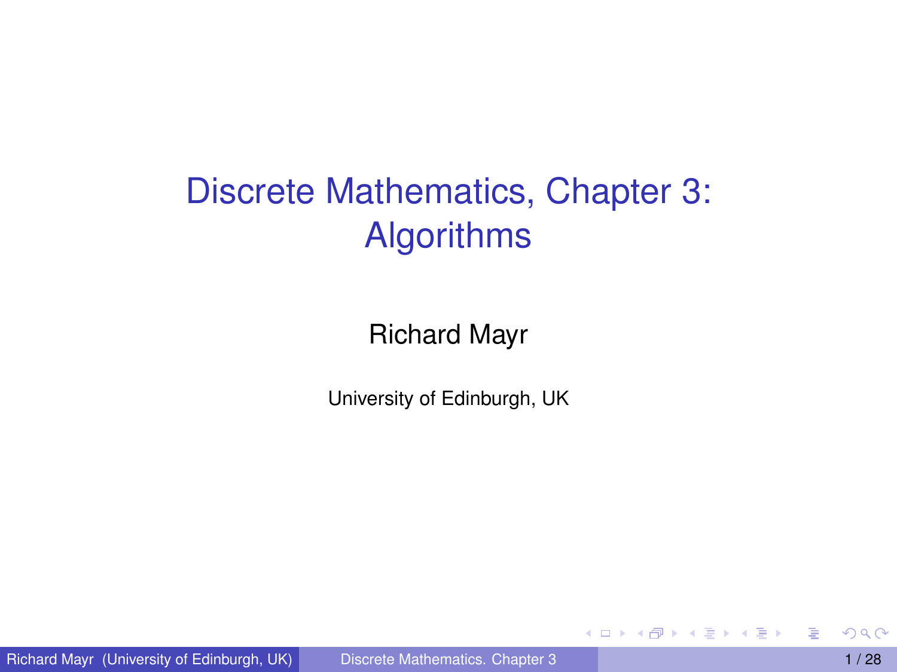# Discrete Mathematics, Chapter 3: Algorithms

Richard Mayr

University of Edinburgh, UK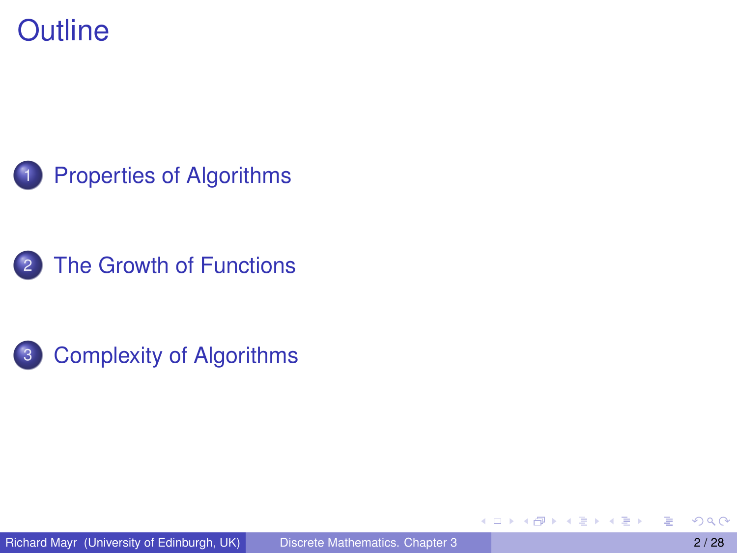# Outline

1. Properties of Algorithms
2. The Growth of Functions
3. Complexity of Algorithms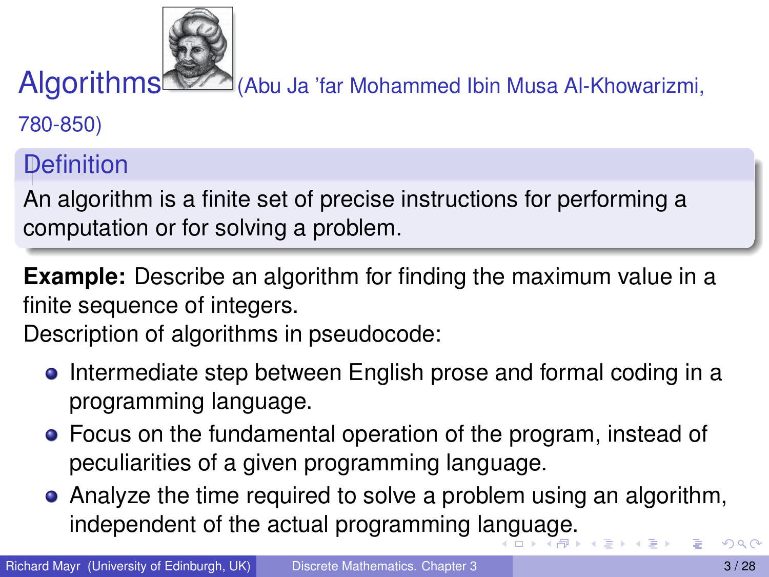# Algorithms (Abu Ja 'far Mohammed Ibin Musa Al-Khowarizmi, 780-850)

## Definition

An algorithm is a finite set of precise instructions for performing a computation or for solving a problem.

**Example:** Describe an algorithm for finding the maximum value in a finite sequence of integers.

Description of algorithms in pseudocode:

- Intermediate step between English prose and formal coding in a programming language.
- Focus on the fundamental operation of the program, instead of peculiarities of a given programming language.
- Analyze the time required to solve a problem using an algorithm, independent of the actual programming language.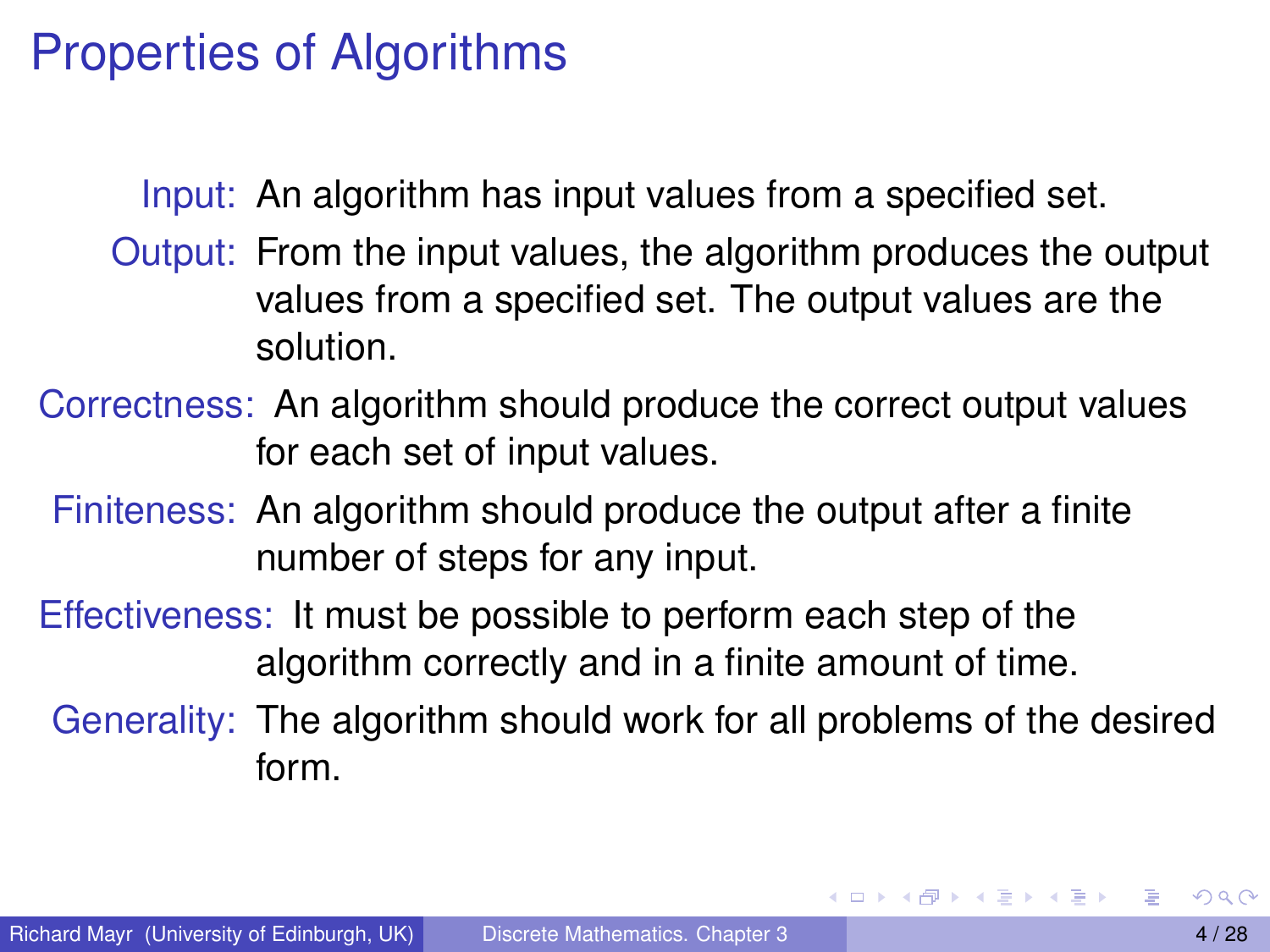# Properties of Algorithms

- **Input:** An algorithm has input values from a specified set.
- **Output:** From the input values, the algorithm produces the output values from a specified set. The output values are the solution.
- **Correctness:** An algorithm should produce the correct output values for each set of input values.
- **Finiteness:** An algorithm should produce the output after a finite number of steps for any input.
- **Effectiveness:** It must be possible to perform each step of the algorithm correctly and in a finite amount of time.
- **Generality:** The algorithm should work for all problems of the desired form.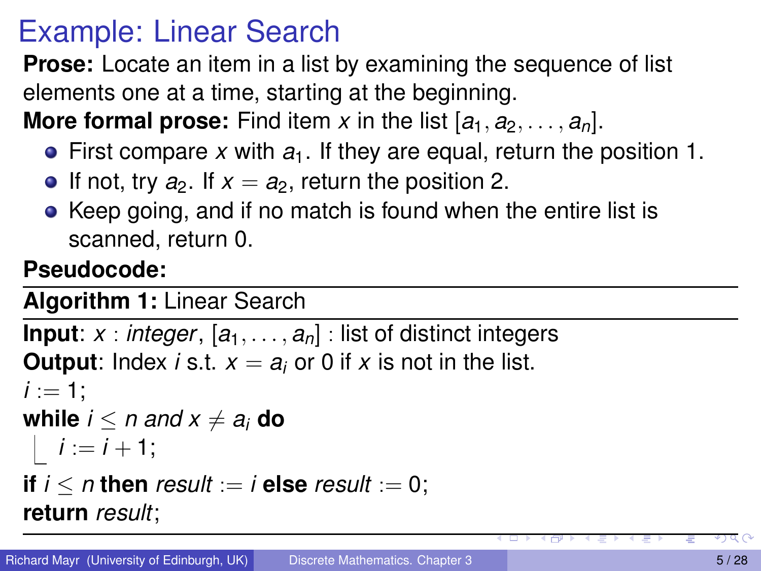# Example: Linear Search

**Prose:** Locate an item in a list by examining the sequence of list elements one at a time, starting at the beginning.

**More formal prose:** Find item $x$ in the list $[a_1, a_2, \ldots, a_n]$.

- First compare $x$ with $a_1$. If they are equal, return the position 1.
- If not, try $a_2$. If $x = a_2$, return the position 2.
- Keep going, and if no match is found when the entire list is scanned, return 0.

**Pseudocode:**

---

**Algorithm 1:** Linear Search

---

**Input**: $x$ : *integer*, $[a_1, \ldots, a_n]$ : list of distinct integers
**Output**: Index $i$ s.t. $x = a_i$ or 0 if $x$ is not in the list.

$i := 1$;
**while** $i \leq n$ *and* $x \neq a_i$ **do**
  $i := i + 1$;
**if** $i \leq n$ **then** *result* $:= i$ **else** *result* $:= 0$;
**return** *result*;

---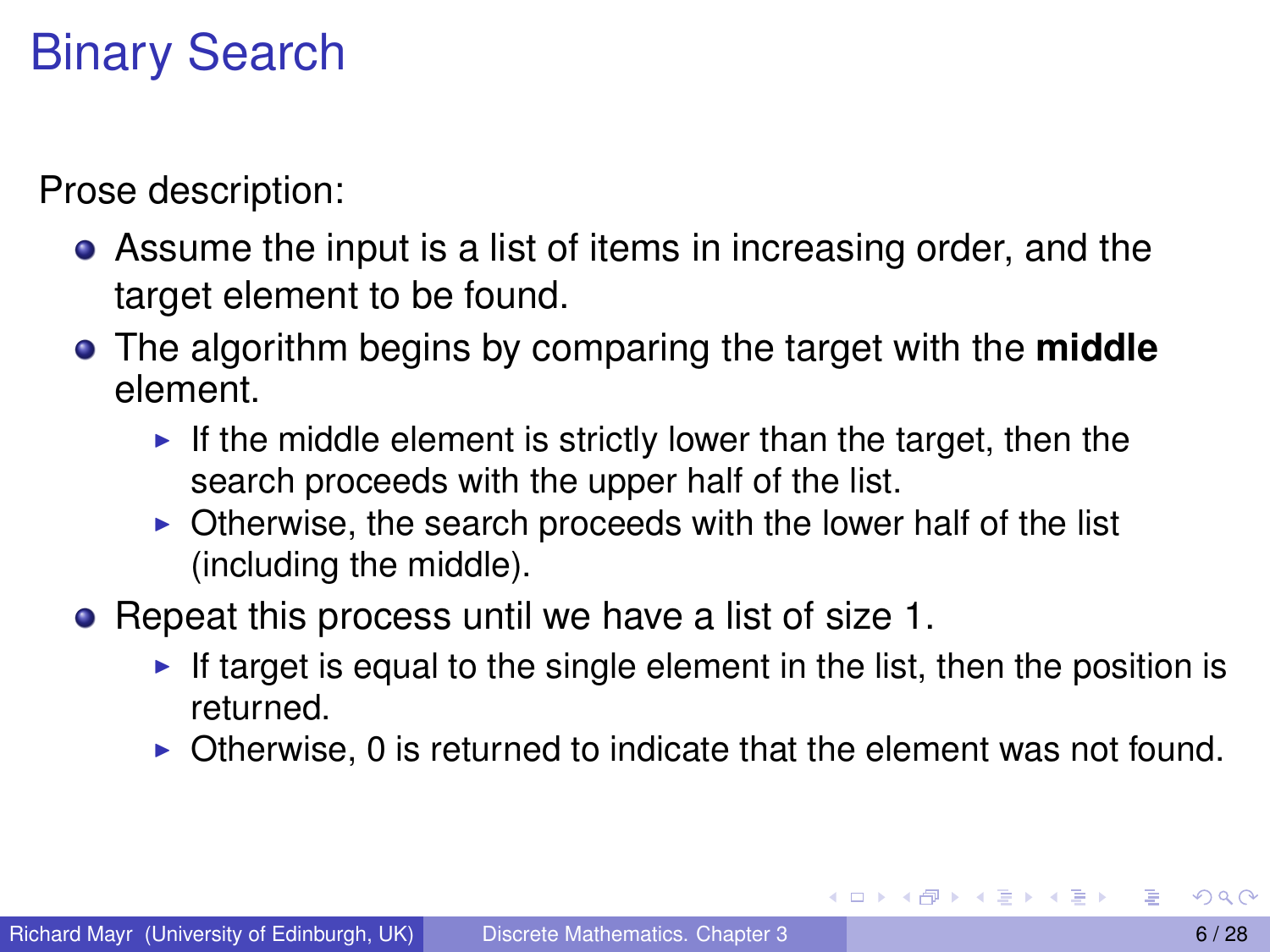# Binary Search

Prose description:

- Assume the input is a list of items in increasing order, and the target element to be found.
- The algorithm begins by comparing the target with the **middle** element.
  - If the middle element is strictly lower than the target, then the search proceeds with the upper half of the list.
  - Otherwise, the search proceeds with the lower half of the list (including the middle).
- Repeat this process until we have a list of size 1.
  - If target is equal to the single element in the list, then the position is returned.
  - Otherwise, 0 is returned to indicate that the element was not found.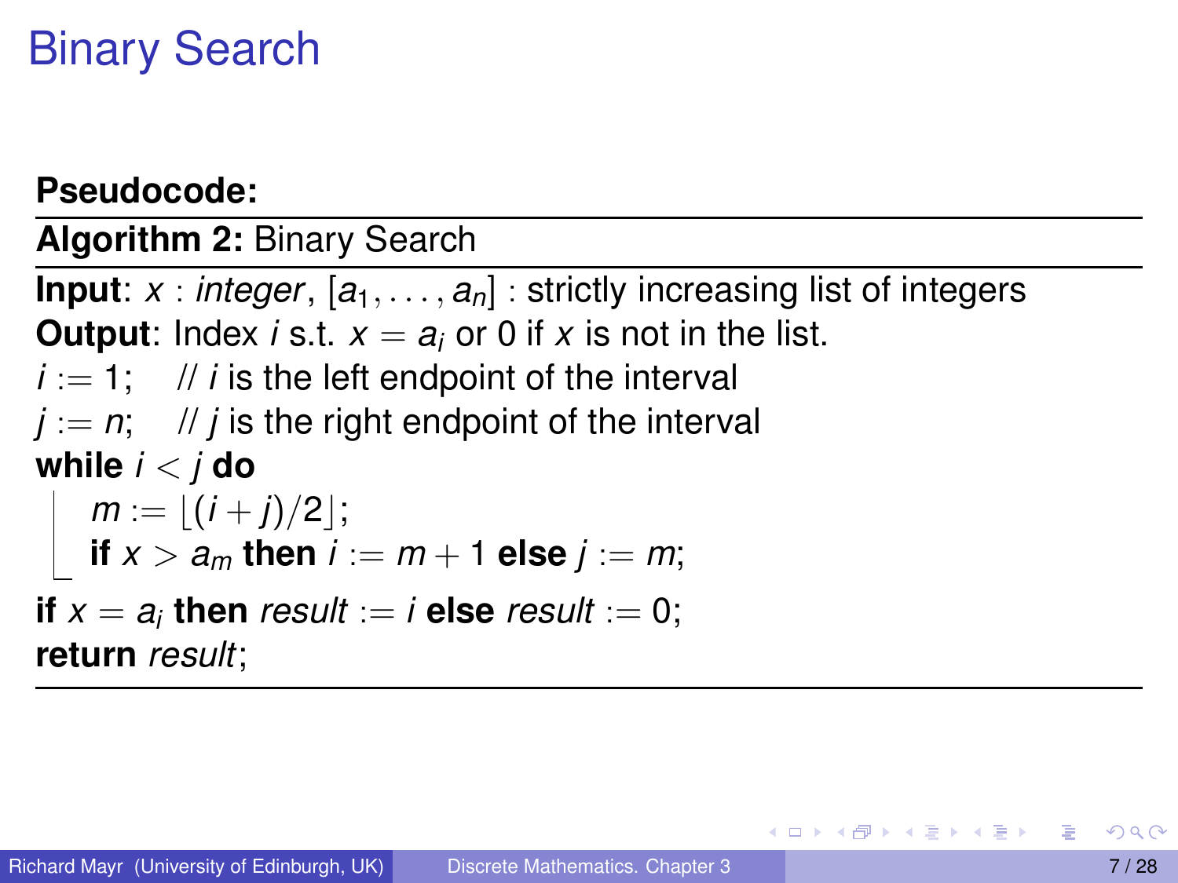# Binary Search

**Pseudocode:**

**Algorithm 2:** Binary Search

**Input**: $x$ : *integer*, $[a_1, \ldots, a_n]$ : strictly increasing list of integers
**Output**: Index $i$ s.t. $x = a_i$ or 0 if $x$ is not in the list.

$i := 1$; // $i$ is the left endpoint of the interval
$j := n$; // $j$ is the right endpoint of the interval
**while** $i < j$ **do**
  $m := \lfloor (i + j)/2 \rfloor$;
  **if** $x > a_m$ **then** $i := m + 1$ **else** $j := m$;
**if** $x = a_i$ **then** *result* $:= i$ **else** *result* $:= 0$;
**return** *result*;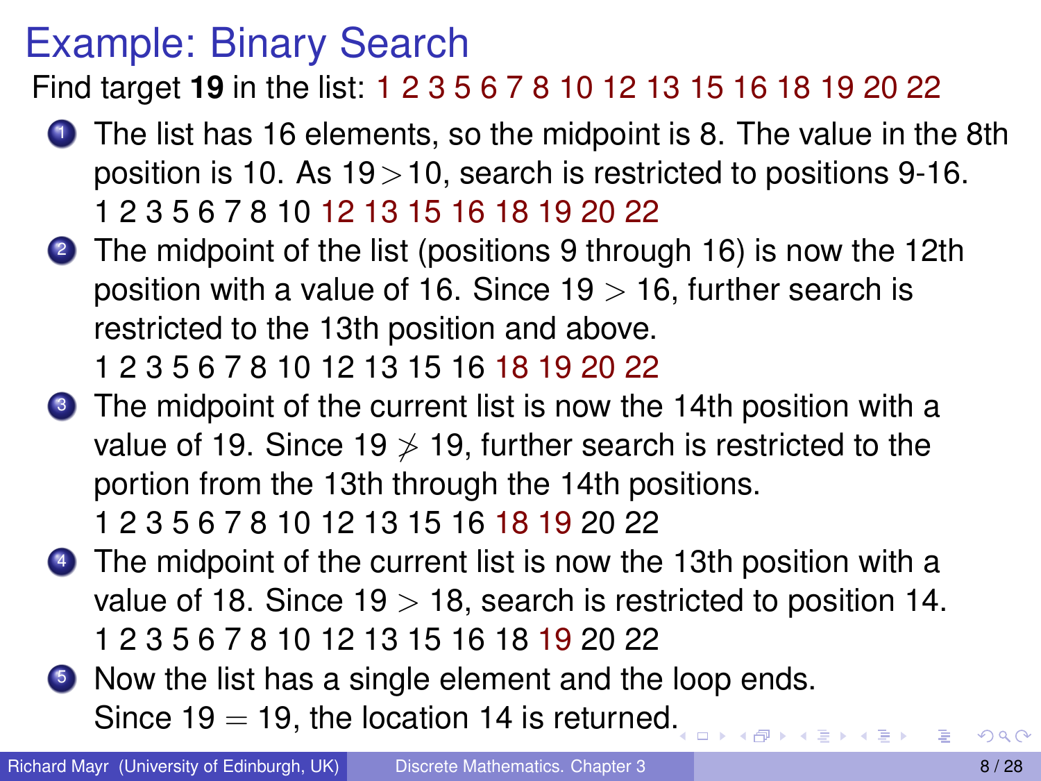# Example: Binary Search

Find target **19** in the list: 1 2 3 5 6 7 8 10 12 13 15 16 18 19 20 22

1. The list has 16 elements, so the midpoint is 8. The value in the 8th position is 10. As $19 > 10$, search is restricted to positions 9-16.
   1 2 3 5 6 7 8 10 12 13 15 16 18 19 20 22
2. The midpoint of the list (positions 9 through 16) is now the 12th position with a value of 16. Since $19 > 16$, further search is restricted to the 13th position and above.
   1 2 3 5 6 7 8 10 12 13 15 16 18 19 20 22
3. The midpoint of the current list is now the 14th position with a value of 19. Since $19 \not> 19$, further search is restricted to the portion from the 13th through the 14th positions.
   1 2 3 5 6 7 8 10 12 13 15 16 18 19 20 22
4. The midpoint of the current list is now the 13th position with a value of 18. Since $19 > 18$, search is restricted to position 14.
   1 2 3 5 6 7 8 10 12 13 15 16 18 19 20 22
5. Now the list has a single element and the loop ends.
   Since $19 = 19$, the location 14 is returned.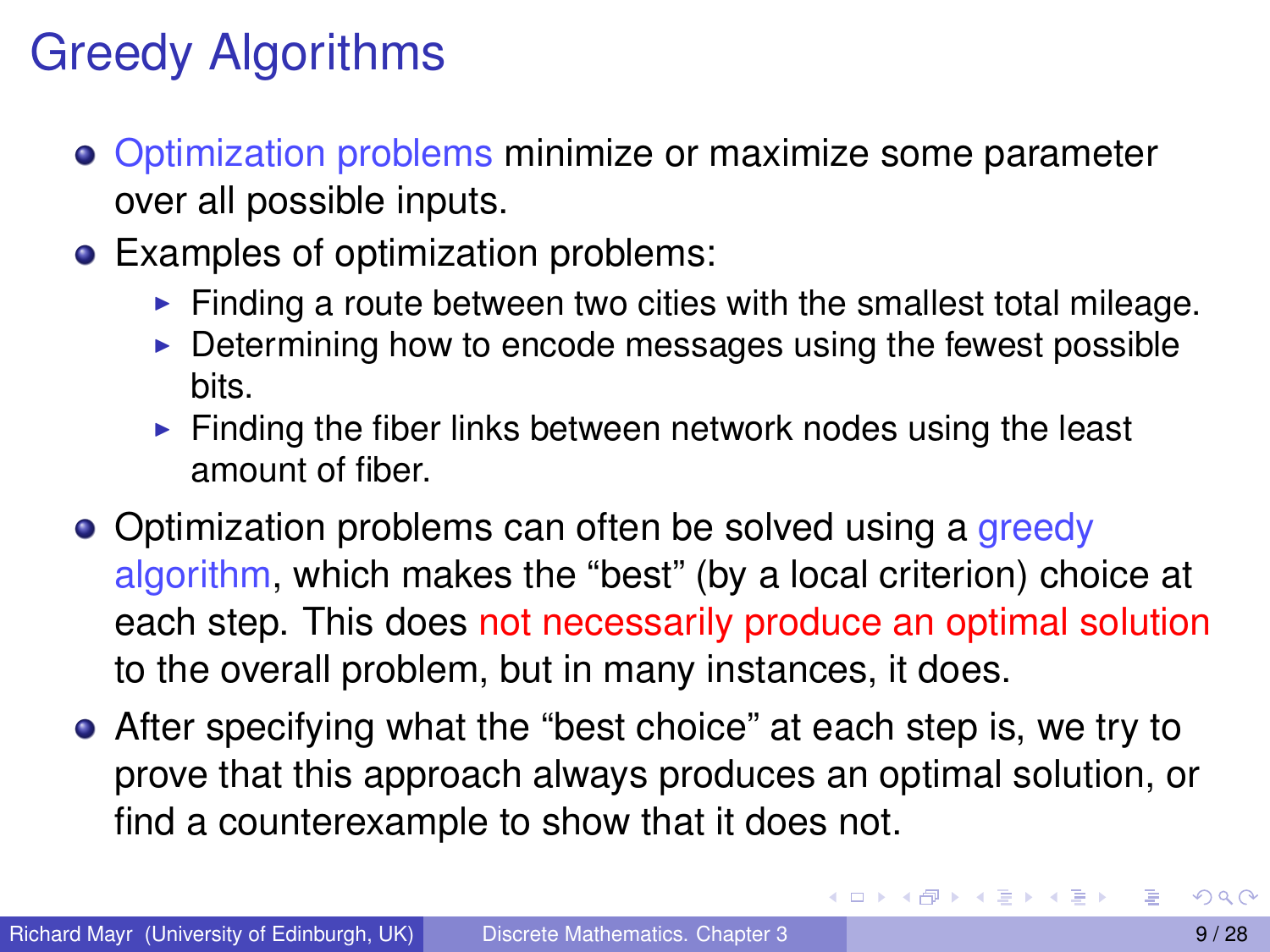# Greedy Algorithms

- Optimization problems minimize or maximize some parameter over all possible inputs.
- Examples of optimization problems:
  - Finding a route between two cities with the smallest total mileage.
  - Determining how to encode messages using the fewest possible bits.
  - Finding the fiber links between network nodes using the least amount of fiber.
- Optimization problems can often be solved using a greedy algorithm, which makes the "best" (by a local criterion) choice at each step. This does not necessarily produce an optimal solution to the overall problem, but in many instances, it does.
- After specifying what the "best choice" at each step is, we try to prove that this approach always produces an optimal solution, or find a counterexample to show that it does not.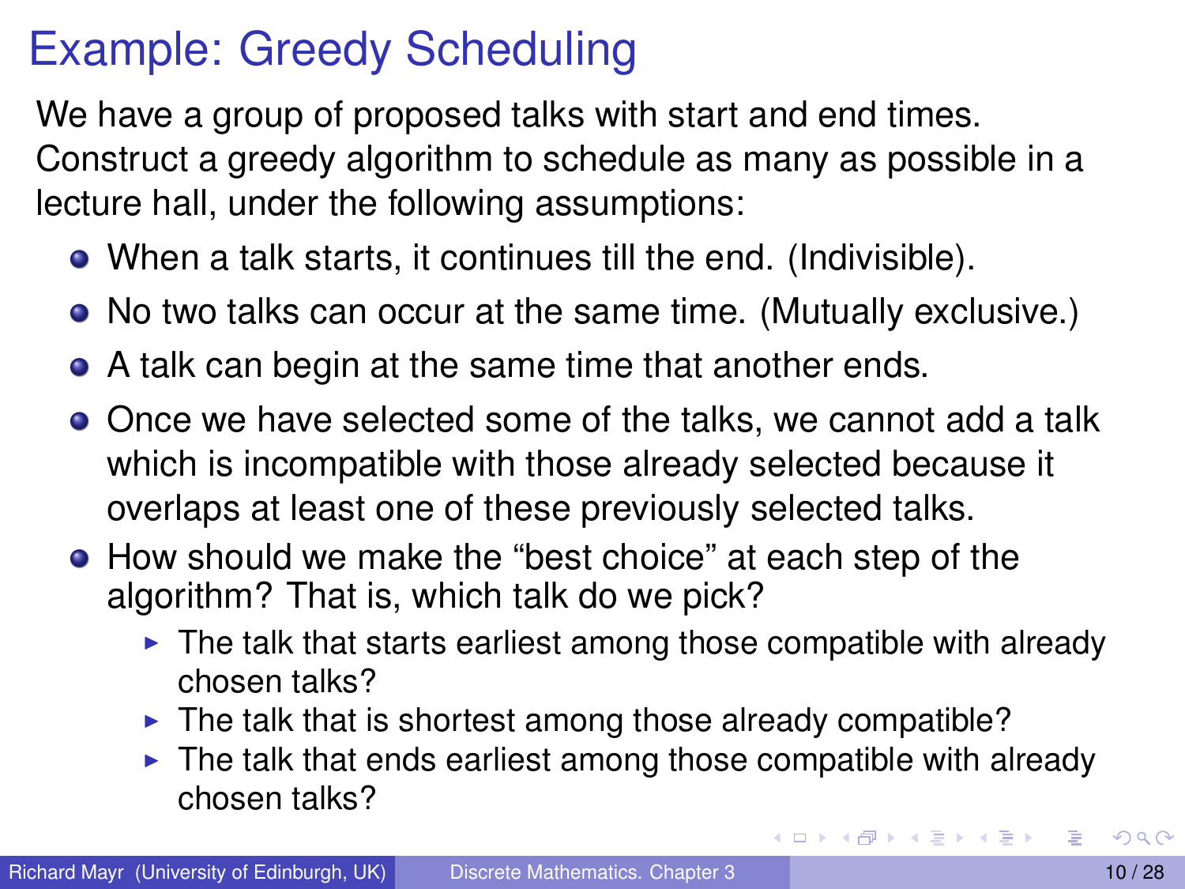# Example: Greedy Scheduling

We have a group of proposed talks with start and end times. Construct a greedy algorithm to schedule as many as possible in a lecture hall, under the following assumptions:

- When a talk starts, it continues till the end. (Indivisible).
- No two talks can occur at the same time. (Mutually exclusive.)
- A talk can begin at the same time that another ends.
- Once we have selected some of the talks, we cannot add a talk which is incompatible with those already selected because it overlaps at least one of these previously selected talks.
- How should we make the "best choice" at each step of the algorithm? That is, which talk do we pick?
  - The talk that starts earliest among those compatible with already chosen talks?
  - The talk that is shortest among those already compatible?
  - The talk that ends earliest among those compatible with already chosen talks?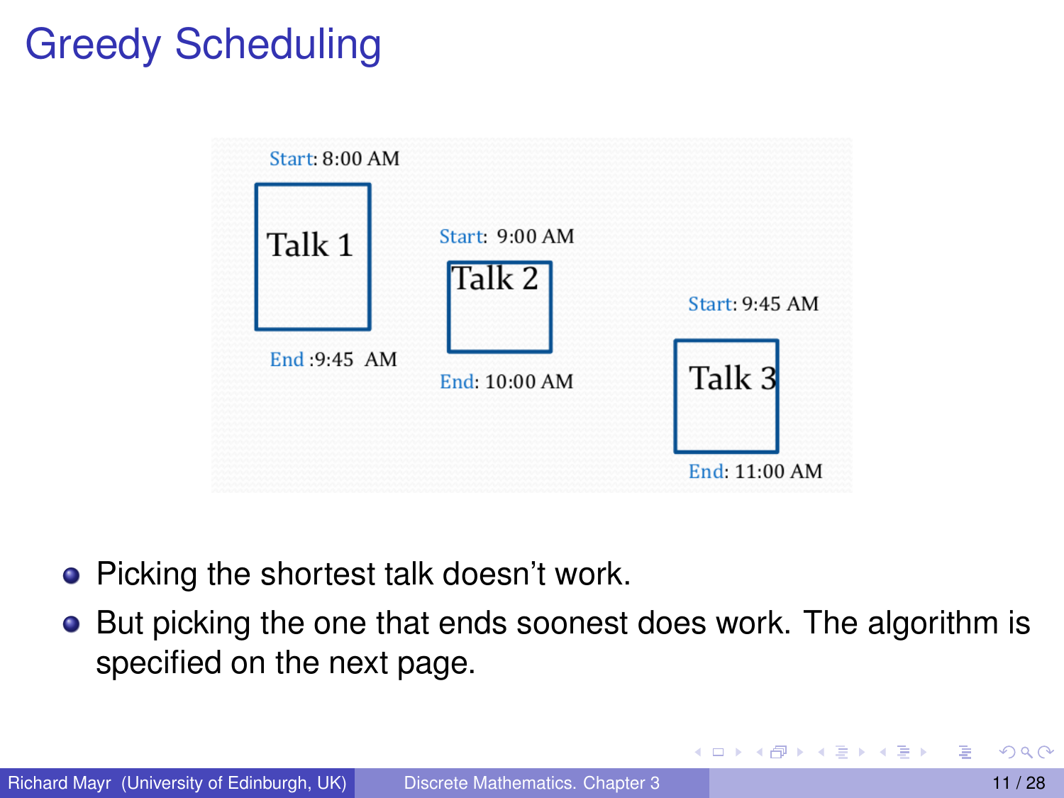# Greedy Scheduling

Start: 8:00 AM

Talk 1

End :9:45 AM

Start: 9:00 AM

Talk 2

End: 10:00 AM

Start: 9:45 AM

Talk 3

End: 11:00 AM

- Picking the shortest talk doesn't work.
- But picking the one that ends soonest does work. The algorithm is specified on the next page.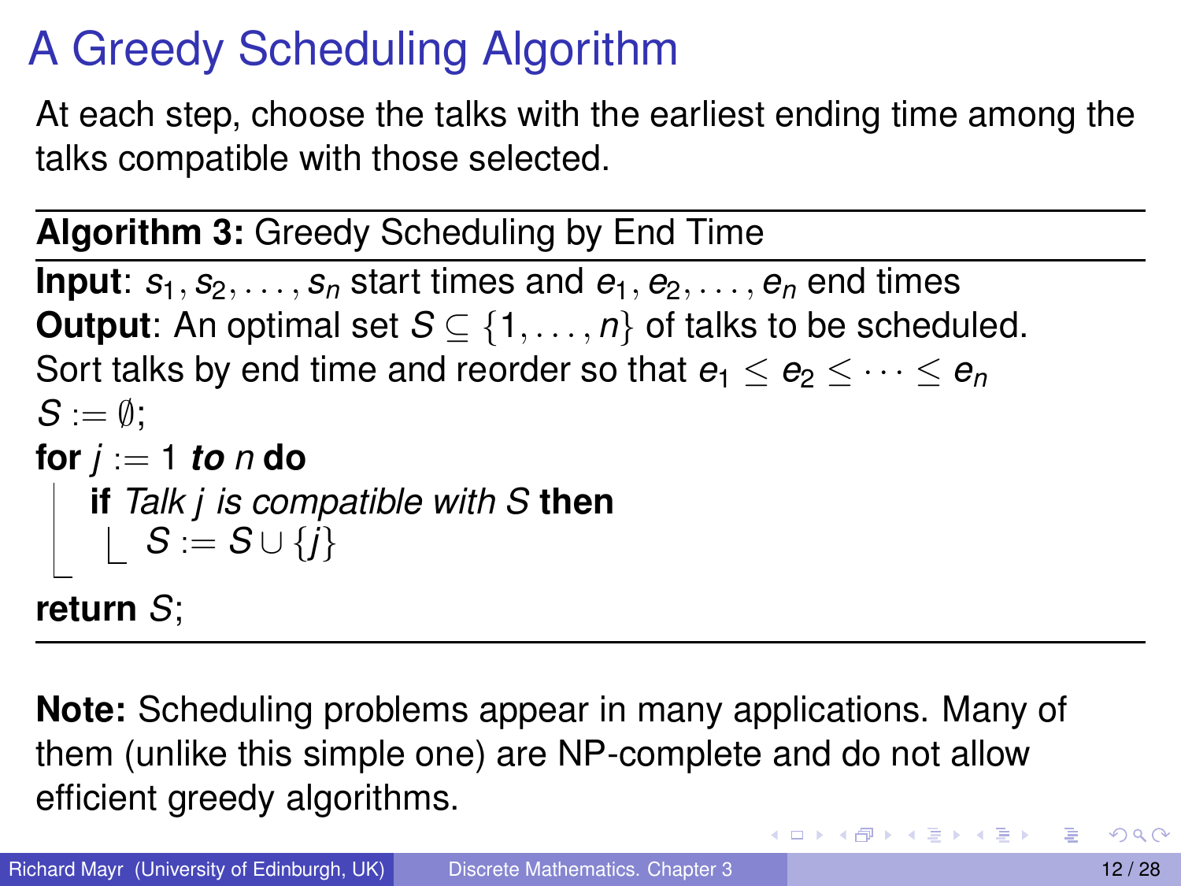# A Greedy Scheduling Algorithm

At each step, choose the talks with the earliest ending time among the talks compatible with those selected.

---

**Algorithm 3:** Greedy Scheduling by End Time

---

**Input**: $s_1, s_2, \ldots, s_n$ start times and $e_1, e_2, \ldots, e_n$ end times
**Output**: An optimal set $S \subseteq \{1, \ldots, n\}$ of talks to be scheduled.
Sort talks by end time and reorder so that $e_1 \leq e_2 \leq \cdots \leq e_n$
$S := \emptyset$;
**for** $j := 1$ ***to*** $n$ **do**
  **if** *Talk* $j$ *is compatible with* $S$ **then**
    $S := S \cup \{j\}$
**return** $S$;

---

**Note:** Scheduling problems appear in many applications. Many of them (unlike this simple one) are NP-complete and do not allow efficient greedy algorithms.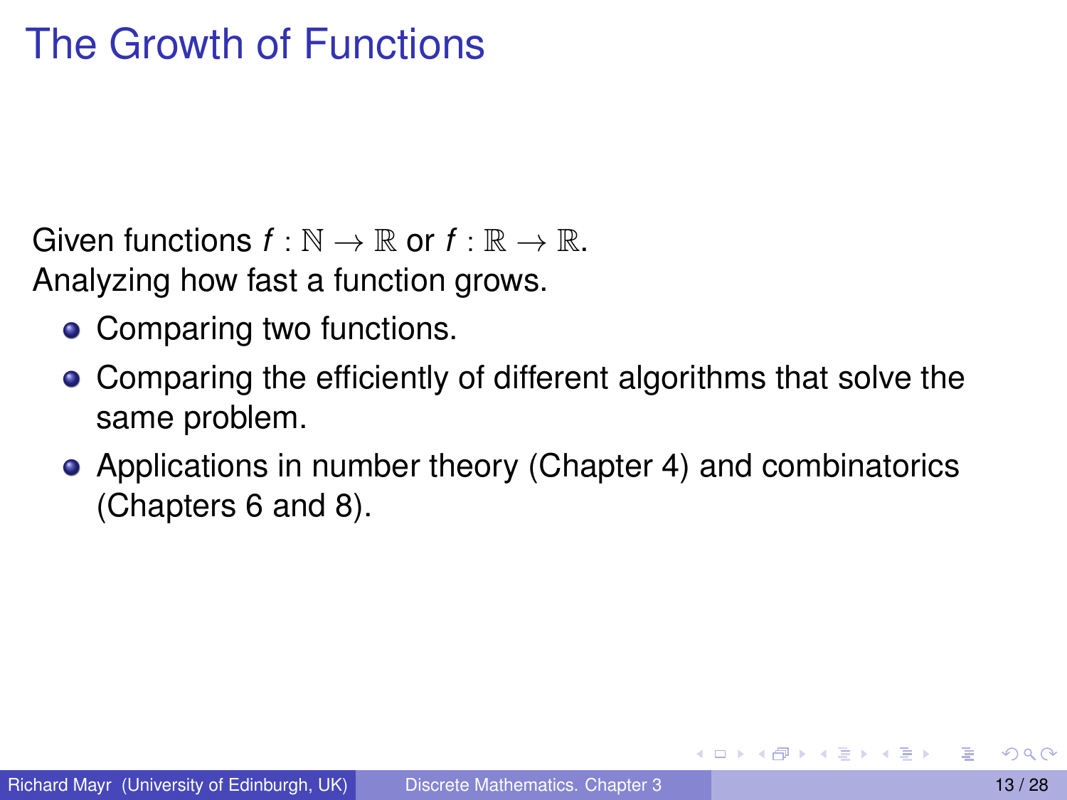# The Growth of Functions

Given functions $f : \mathbb{N} \rightarrow \mathbb{R}$ or $f : \mathbb{R} \rightarrow \mathbb{R}$.
Analyzing how fast a function grows.

- Comparing two functions.
- Comparing the efficiently of different algorithms that solve the same problem.
- Applications in number theory (Chapter 4) and combinatorics (Chapters 6 and 8).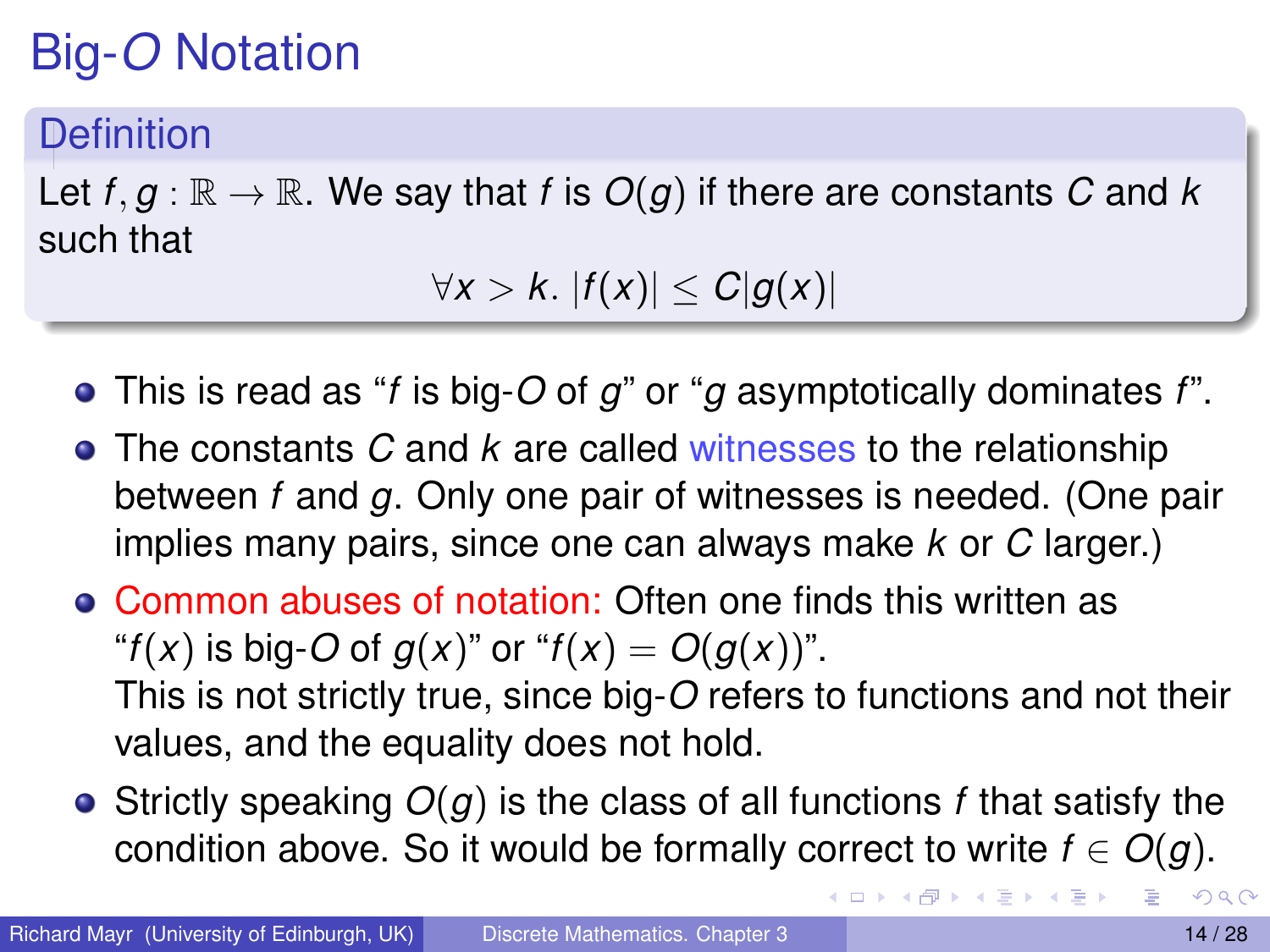# Big-$O$ Notation

## Definition

Let $f, g : \mathbb{R} \to \mathbb{R}$. We say that $f$ is $O(g)$ if there are constants $C$ and $k$ such that

$$\forall x > k.\ |f(x)| \leq C|g(x)|$$

- This is read as "$f$ is big-$O$ of $g$" or "$g$ asymptotically dominates $f$".
- The constants $C$ and $k$ are called witnesses to the relationship between $f$ and $g$. Only one pair of witnesses is needed. (One pair implies many pairs, since one can always make $k$ or $C$ larger.)
- Common abuses of notation: Often one finds this written as "$f(x)$ is big-$O$ of $g(x)$" or "$f(x) = O(g(x))$".
  This is not strictly true, since big-$O$ refers to functions and not their values, and the equality does not hold.
- Strictly speaking $O(g)$ is the class of all functions $f$ that satisfy the condition above. So it would be formally correct to write $f \in O(g)$.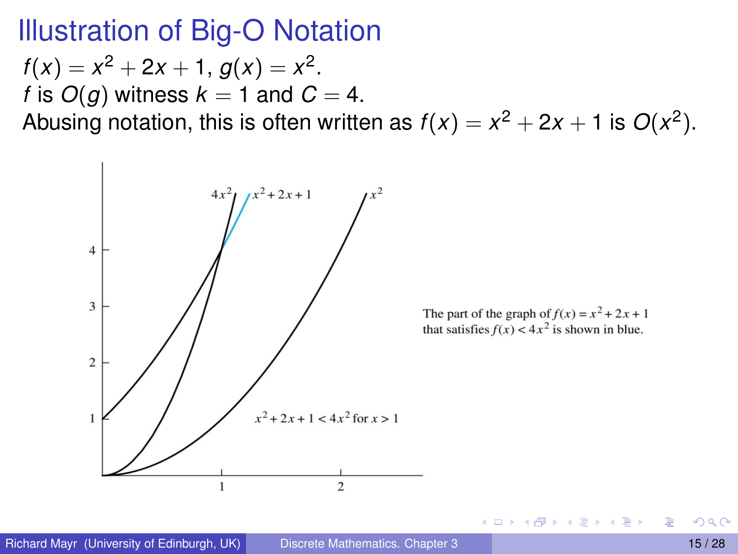# Illustration of Big-O Notation

$f(x) = x^2 + 2x + 1$, $g(x) = x^2$.
$f$ is $O(g)$ witness $k = 1$ and $C = 4$.
Abusing notation, this is often written as $f(x) = x^2 + 2x + 1$ is $O(x^2)$.

$4x^2$ $x^2 + 2x + 1$ $x^2$

$x^2 + 2x + 1 < 4x^2$ for $x > 1$

The part of the graph of $f(x) = x^2 + 2x + 1$ that satisfies $f(x) < 4x^2$ is shown in blue.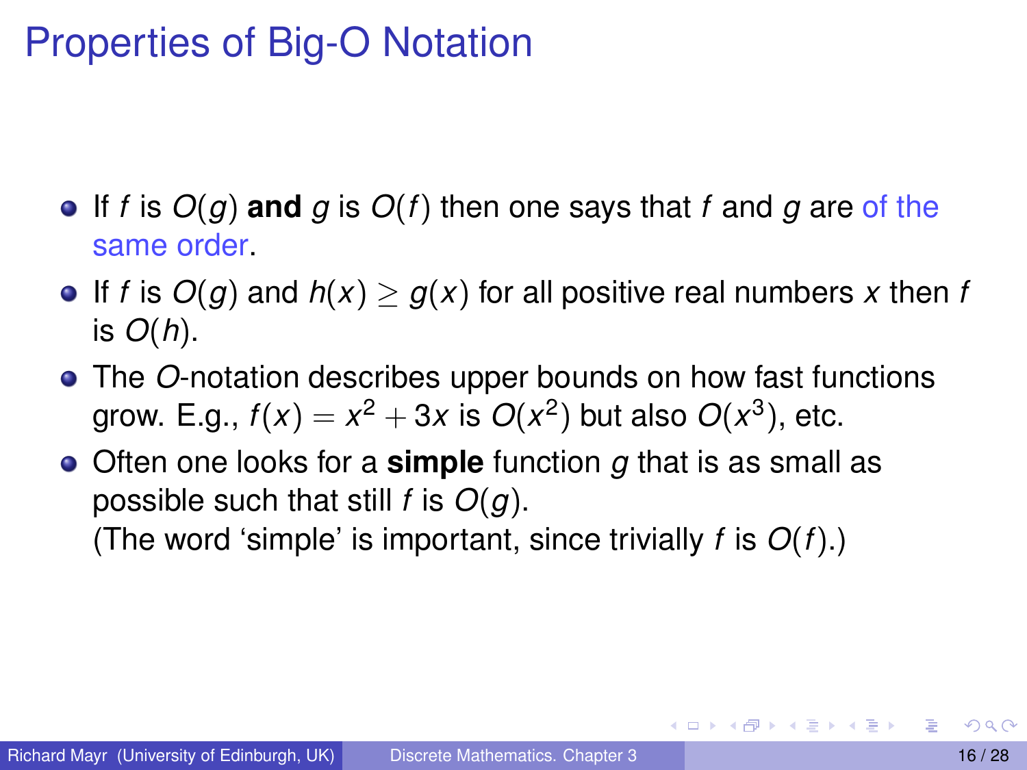# Properties of Big-O Notation

- If $f$ is $O(g)$ **and** $g$ is $O(f)$ then one says that $f$ and $g$ are of the same order.
- If $f$ is $O(g)$ and $h(x) \geq g(x)$ for all positive real numbers $x$ then $f$ is $O(h)$.
- The $O$-notation describes upper bounds on how fast functions grow. E.g., $f(x) = x^2 + 3x$ is $O(x^2)$ but also $O(x^3)$, etc.
- Often one looks for a **simple** function $g$ that is as small as possible such that still $f$ is $O(g)$.
  (The word 'simple' is important, since trivially $f$ is $O(f)$.)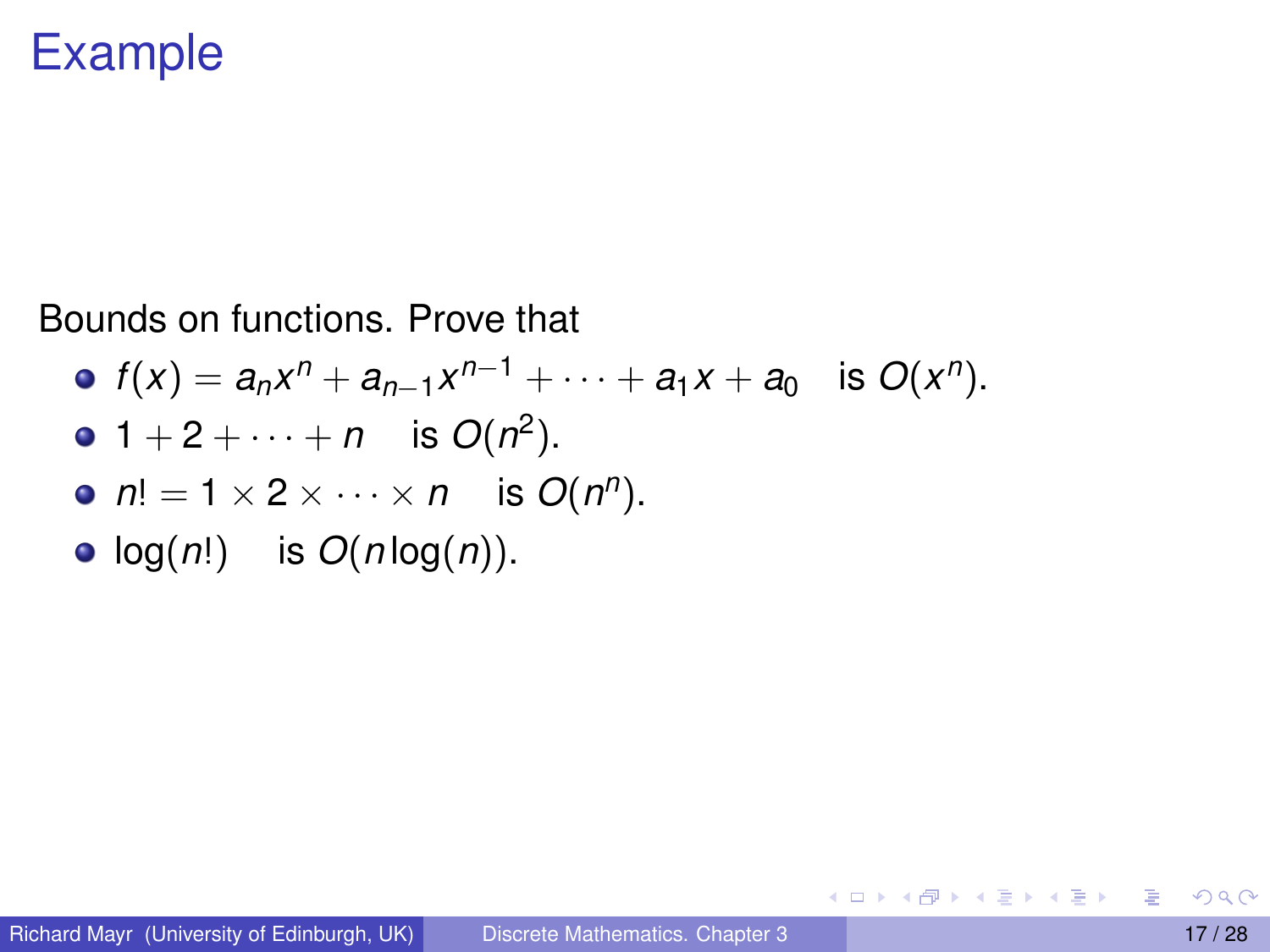# Example

Bounds on functions. Prove that

- $f(x) = a_n x^n + a_{n-1} x^{n-1} + \cdots + a_1 x + a_0$ is $O(x^n)$.
- $1 + 2 + \cdots + n$ is $O(n^2)$.
- $n! = 1 \times 2 \times \cdots \times n$ is $O(n^n)$.
- $\log(n!)$ is $O(n \log(n))$.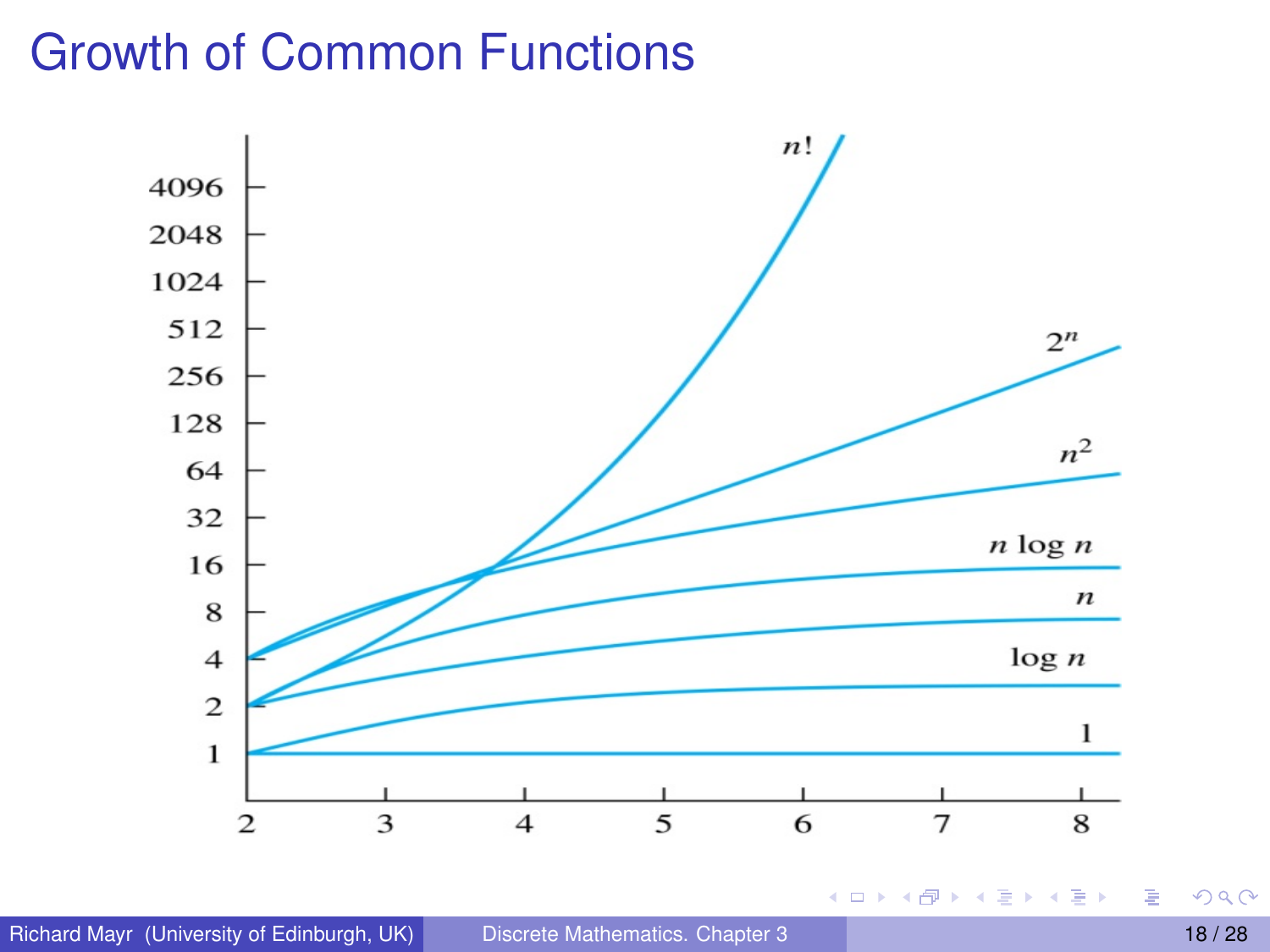# Growth of Common Functions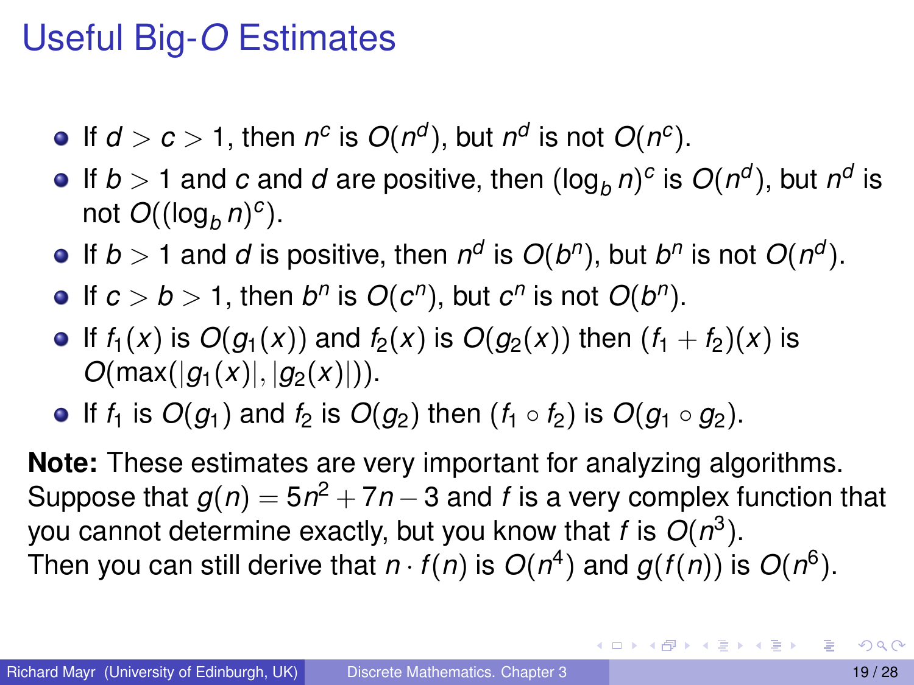# Useful Big-$O$ Estimates

- If $d > c > 1$, then $n^c$ is $O(n^d)$, but $n^d$ is not $O(n^c)$.
- If $b > 1$ and $c$ and $d$ are positive, then $(\log_b n)^c$ is $O(n^d)$, but $n^d$ is not $O((\log_b n)^c)$.
- If $b > 1$ and $d$ is positive, then $n^d$ is $O(b^n)$, but $b^n$ is not $O(n^d)$.
- If $c > b > 1$, then $b^n$ is $O(c^n)$, but $c^n$ is not $O(b^n)$.
- If $f_1(x)$ is $O(g_1(x))$ and $f_2(x)$ is $O(g_2(x))$ then $(f_1 + f_2)(x)$ is $O(\max(|g_1(x)|, |g_2(x)|))$.
- If $f_1$ is $O(g_1)$ and $f_2$ is $O(g_2)$ then $(f_1 \circ f_2)$ is $O(g_1 \circ g_2)$.

**Note:** These estimates are very important for analyzing algorithms. Suppose that $g(n) = 5n^2 + 7n - 3$ and $f$ is a very complex function that you cannot determine exactly, but you know that $f$ is $O(n^3)$. Then you can still derive that $n \cdot f(n)$ is $O(n^4)$ and $g(f(n))$ is $O(n^6)$.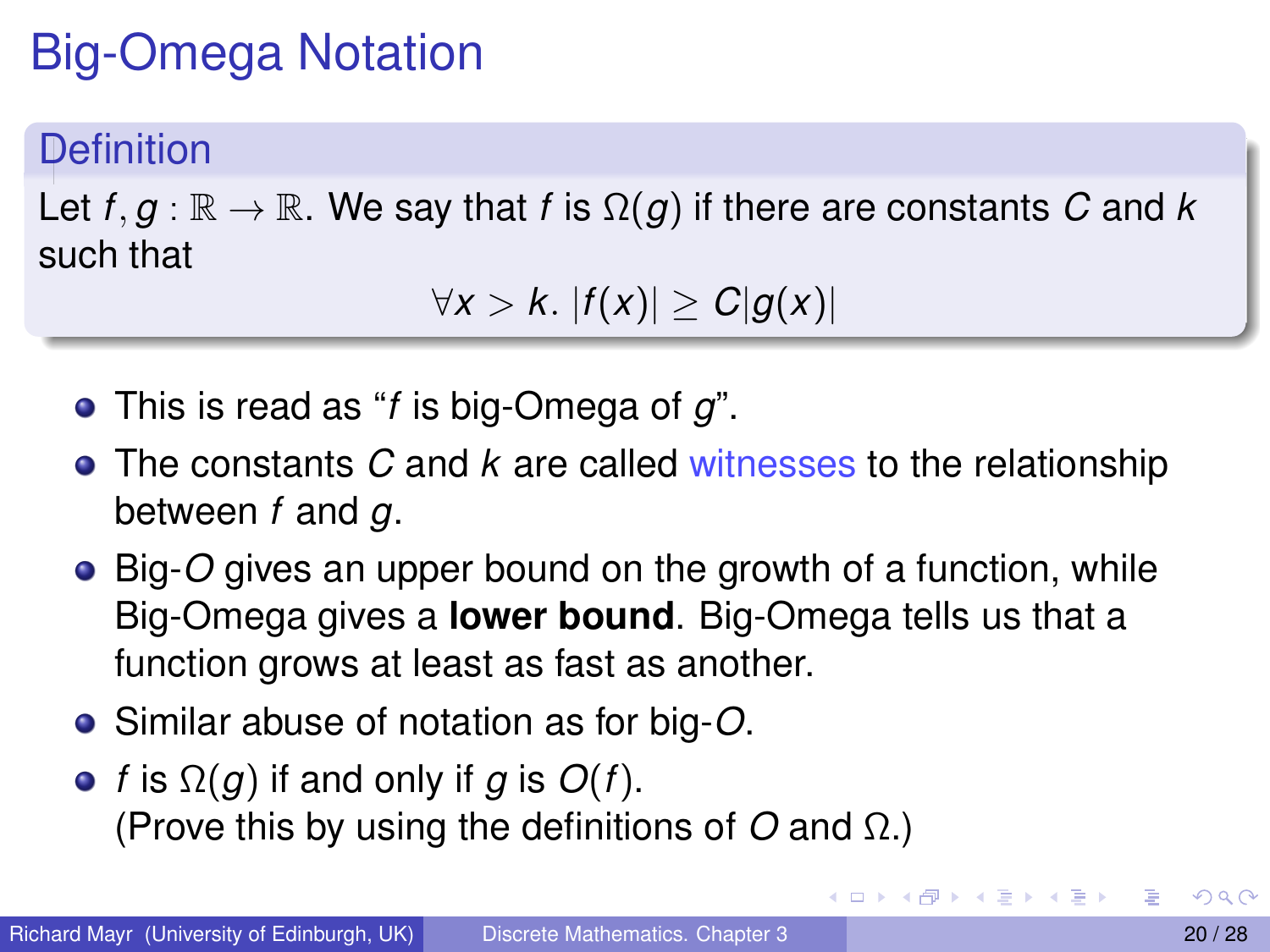# Big-Omega Notation

## Definition

Let $f, g : \mathbb{R} \rightarrow \mathbb{R}$. We say that $f$ is $\Omega(g)$ if there are constants $C$ and $k$ such that

$$\forall x > k. \ |f(x)| \geq C|g(x)|$$

- This is read as "$f$ is big-Omega of $g$".
- The constants $C$ and $k$ are called witnesses to the relationship between $f$ and $g$.
- Big-$O$ gives an upper bound on the growth of a function, while Big-Omega gives a **lower bound**. Big-Omega tells us that a function grows at least as fast as another.
- Similar abuse of notation as for big-$O$.
- $f$ is $\Omega(g)$ if and only if $g$ is $O(f)$.
  (Prove this by using the definitions of $O$ and $\Omega$.)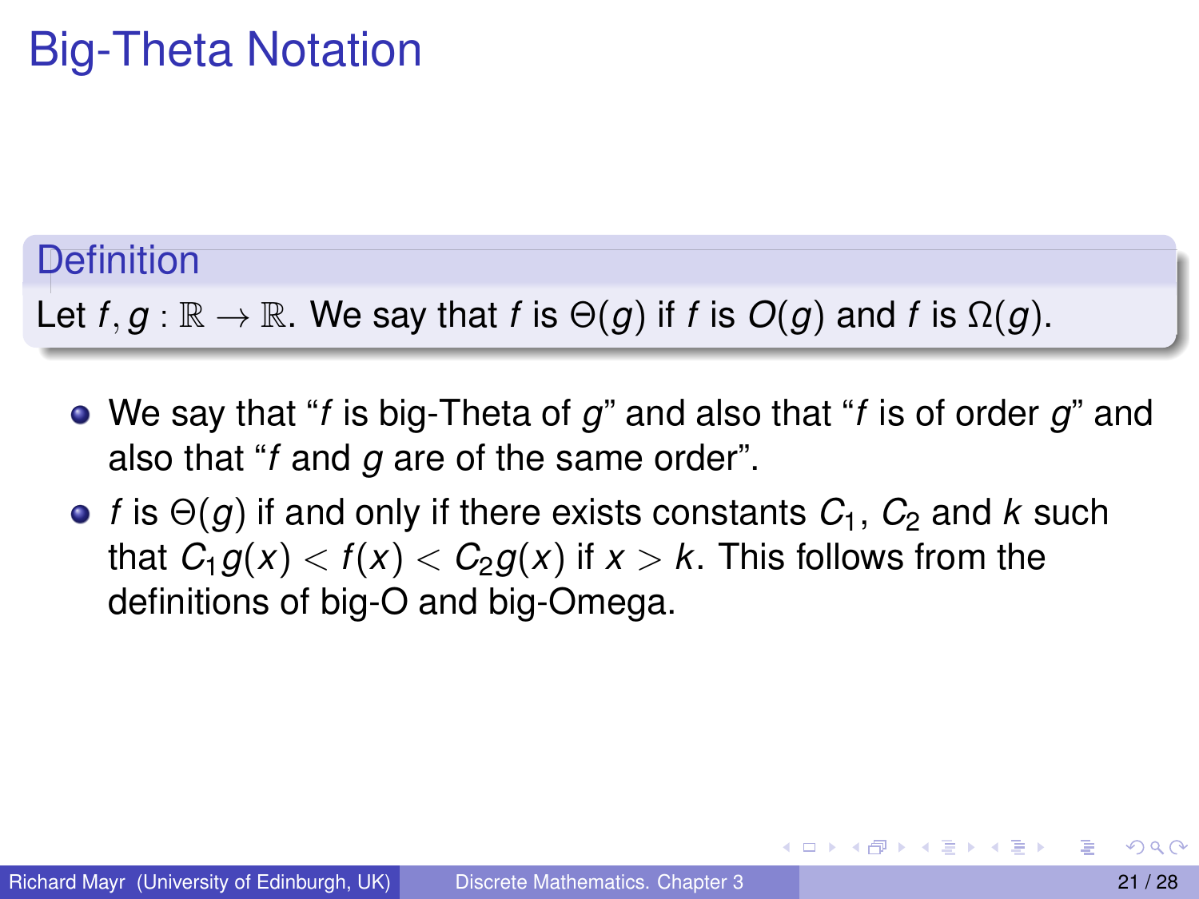# Big-Theta Notation

**Definition**

Let $f, g : \mathbb{R} \to \mathbb{R}$. We say that $f$ is $\Theta(g)$ if $f$ is $O(g)$ and $f$ is $\Omega(g)$.

- We say that "$f$ is big-Theta of $g$" and also that "$f$ is of order $g$" and also that "$f$ and $g$ are of the same order".
- $f$ is $\Theta(g)$ if and only if there exists constants $C_1$, $C_2$ and $k$ such that $C_1 g(x) < f(x) < C_2 g(x)$ if $x > k$. This follows from the definitions of big-O and big-Omega.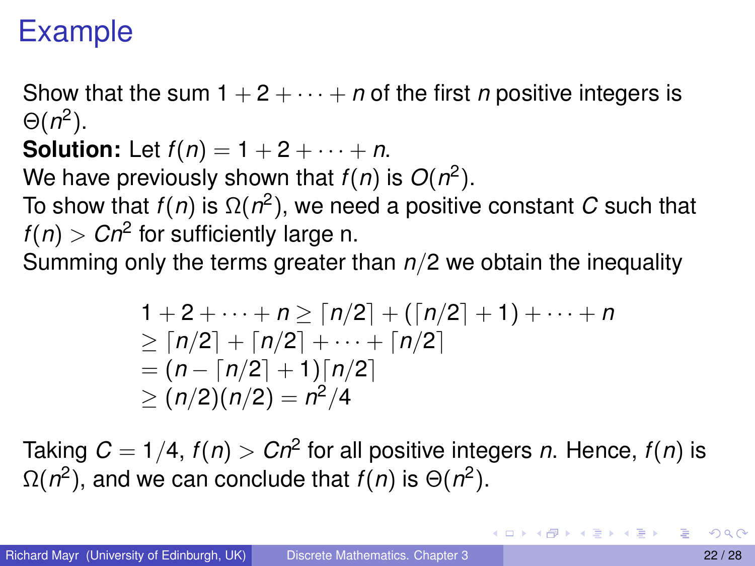# Example

Show that the sum $1 + 2 + \cdots + n$ of the first $n$ positive integers is $\Theta(n^2)$.

**Solution:** Let $f(n) = 1 + 2 + \cdots + n$.

We have previously shown that $f(n)$ is $O(n^2)$.

To show that $f(n)$ is $\Omega(n^2)$, we need a positive constant $C$ such that $f(n) > Cn^2$ for sufficiently large n.

Summing only the terms greater than $n/2$ we obtain the inequality

$$
\begin{aligned}
& 1 + 2 + \cdots + n \geq \lceil n/2 \rceil + (\lceil n/2 \rceil + 1) + \cdots + n \\
& \geq \lceil n/2 \rceil + \lceil n/2 \rceil + \cdots + \lceil n/2 \rceil \\
& = (n - \lceil n/2 \rceil + 1)\lceil n/2 \rceil \\
& \geq (n/2)(n/2) = n^2/4
\end{aligned}
$$

Taking $C = 1/4$, $f(n) > Cn^2$ for all positive integers $n$. Hence, $f(n)$ is $\Omega(n^2)$, and we can conclude that $f(n)$ is $\Theta(n^2)$.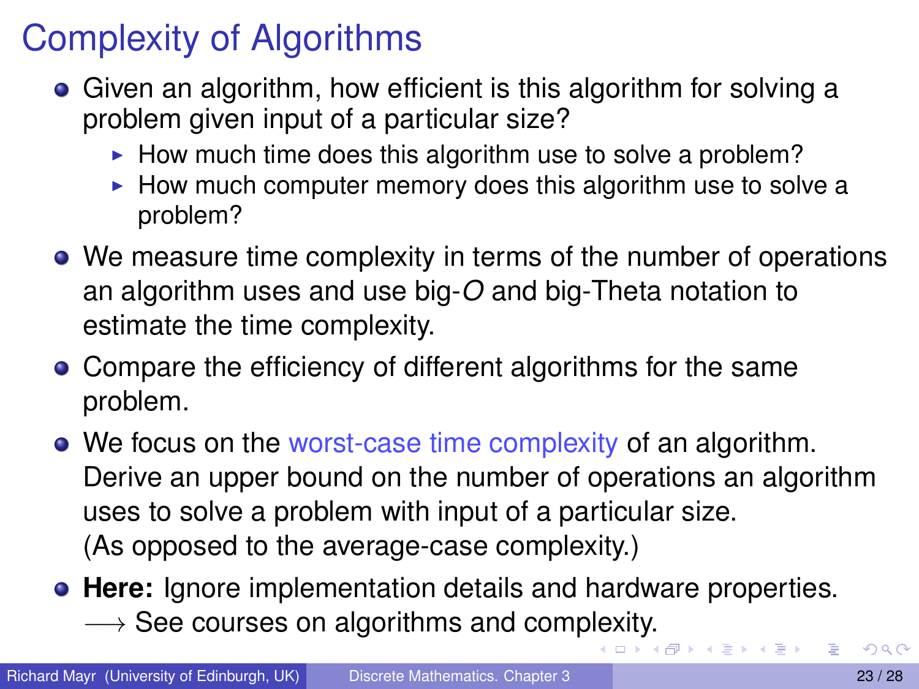# Complexity of Algorithms

- Given an algorithm, how efficient is this algorithm for solving a problem given input of a particular size?
  - How much time does this algorithm use to solve a problem?
  - How much computer memory does this algorithm use to solve a problem?
- We measure time complexity in terms of the number of operations an algorithm uses and use big-$O$ and big-Theta notation to estimate the time complexity.
- Compare the efficiency of different algorithms for the same problem.
- We focus on the worst-case time complexity of an algorithm. Derive an upper bound on the number of operations an algorithm uses to solve a problem with input of a particular size. (As opposed to the average-case complexity.)
- **Here:** Ignore implementation details and hardware properties. $\longrightarrow$ See courses on algorithms and complexity.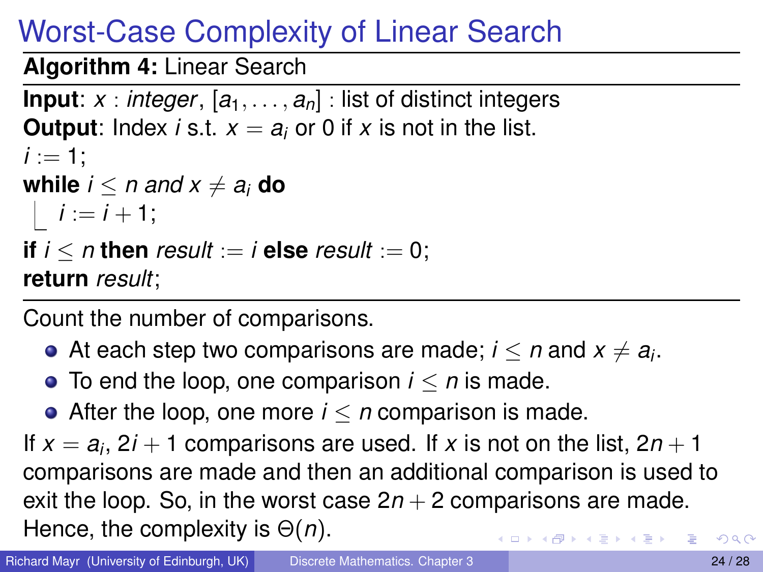# Worst-Case Complexity of Linear Search

**Algorithm 4:** Linear Search

**Input**: $x$ : *integer*, $[a_1, \ldots, a_n]$ : list of distinct integers
**Output**: Index $i$ s.t. $x = a_i$ or 0 if $x$ is not in the list.

```
i := 1;
while i ≤ n and x ≠ a_i do
    i := i + 1;
if i ≤ n then result := i else result := 0;
return result;
```

Count the number of comparisons.

- At each step two comparisons are made; $i \leq n$ and $x \neq a_i$.
- To end the loop, one comparison $i \leq n$ is made.
- After the loop, one more $i \leq n$ comparison is made.

If $x = a_i$, $2i + 1$ comparisons are used. If $x$ is not on the list, $2n + 1$ comparisons are made and then an additional comparison is used to exit the loop. So, in the worst case $2n + 2$ comparisons are made. Hence, the complexity is $\Theta(n)$.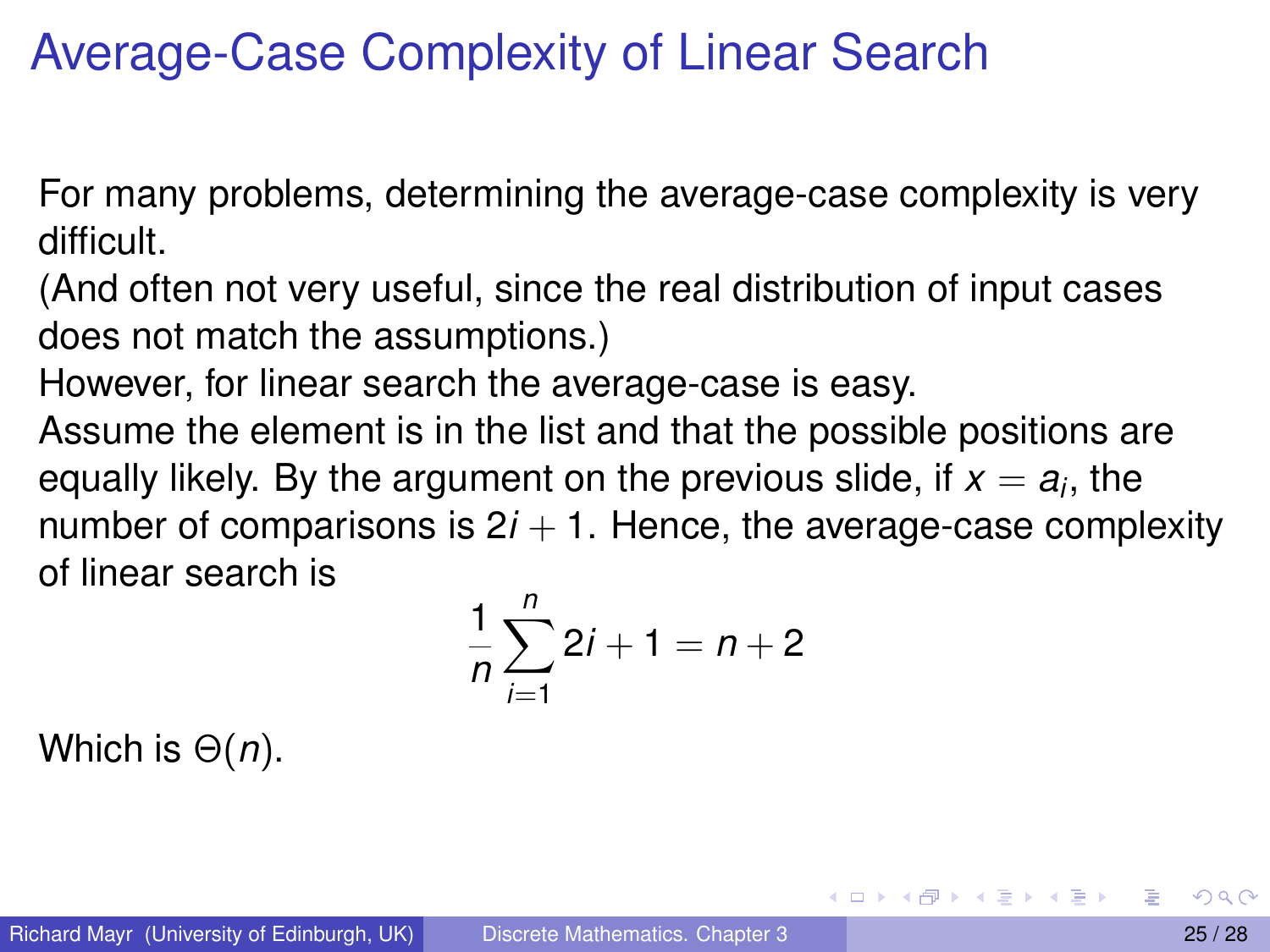# Average-Case Complexity of Linear Search

For many problems, determining the average-case complexity is very difficult.

(And often not very useful, since the real distribution of input cases does not match the assumptions.)

However, for linear search the average-case is easy.

Assume the element is in the list and that the possible positions are equally likely. By the argument on the previous slide, if $x = a_i$, the number of comparisons is $2i + 1$. Hence, the average-case complexity of linear search is

$$\frac{1}{n}\sum_{i=1}^{n} 2i + 1 = n + 2$$

Which is $\Theta(n)$.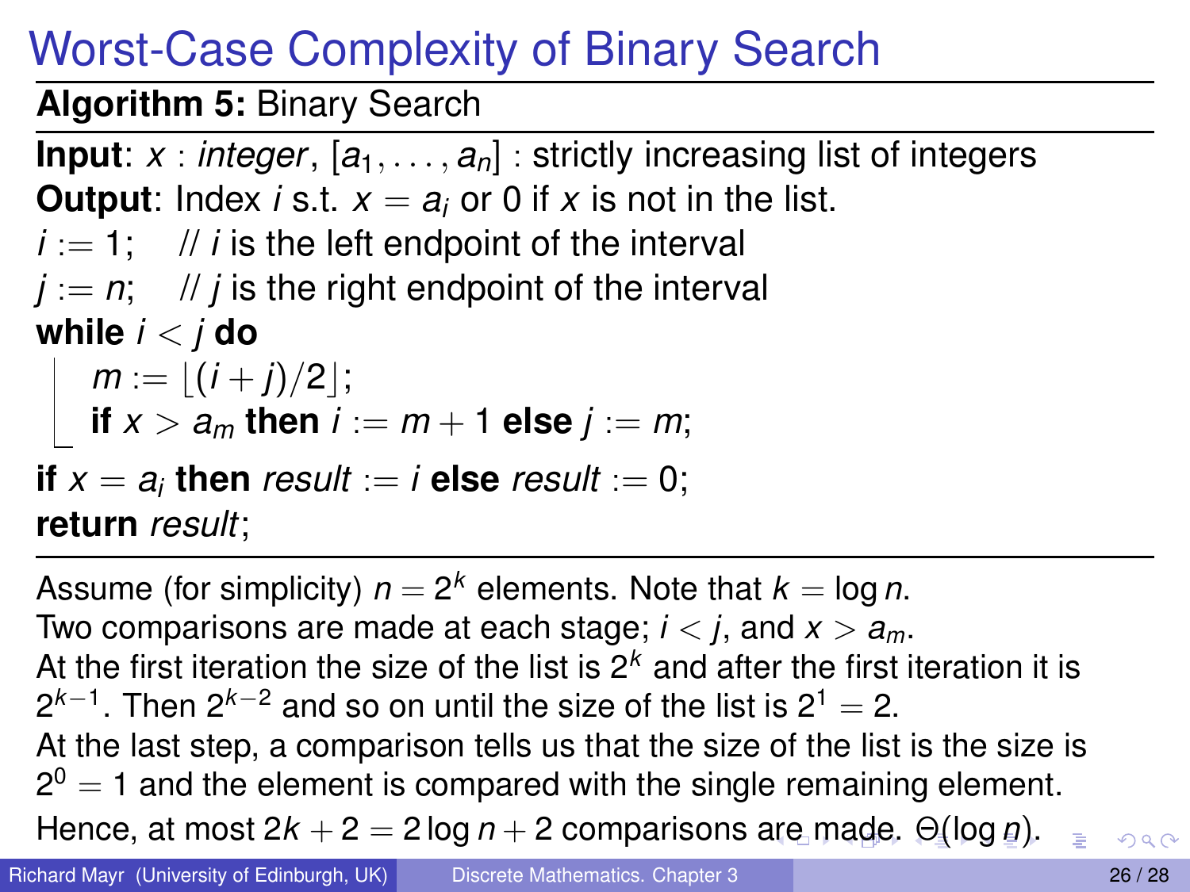# Worst-Case Complexity of Binary Search

**Algorithm 5:** Binary Search

**Input**: $x$ : *integer*, $[a_1, \ldots, a_n]$ : strictly increasing list of integers
**Output**: Index $i$ s.t. $x = a_i$ or 0 if $x$ is not in the list.

$i := 1$;   // $i$ is the left endpoint of the interval
$j := n$;   // $j$ is the right endpoint of the interval
**while** $i < j$ **do**
  $m := \lfloor (i + j)/2 \rfloor$;
  **if** $x > a_m$ **then** $i := m + 1$ **else** $j := m$;
**if** $x = a_i$ **then** *result* $:= i$ **else** *result* $:= 0$;
**return** *result*;

Assume (for simplicity) $n = 2^k$ elements. Note that $k = \log n$.
Two comparisons are made at each stage; $i < j$, and $x > a_m$.
At the first iteration the size of the list is $2^k$ and after the first iteration it is $2^{k-1}$. Then $2^{k-2}$ and so on until the size of the list is $2^1 = 2$.
At the last step, a comparison tells us that the size of the list is the size is $2^0 = 1$ and the element is compared with the single remaining element.
Hence, at most $2k + 2 = 2 \log n + 2$ comparisons are made. $\Theta(\log n)$.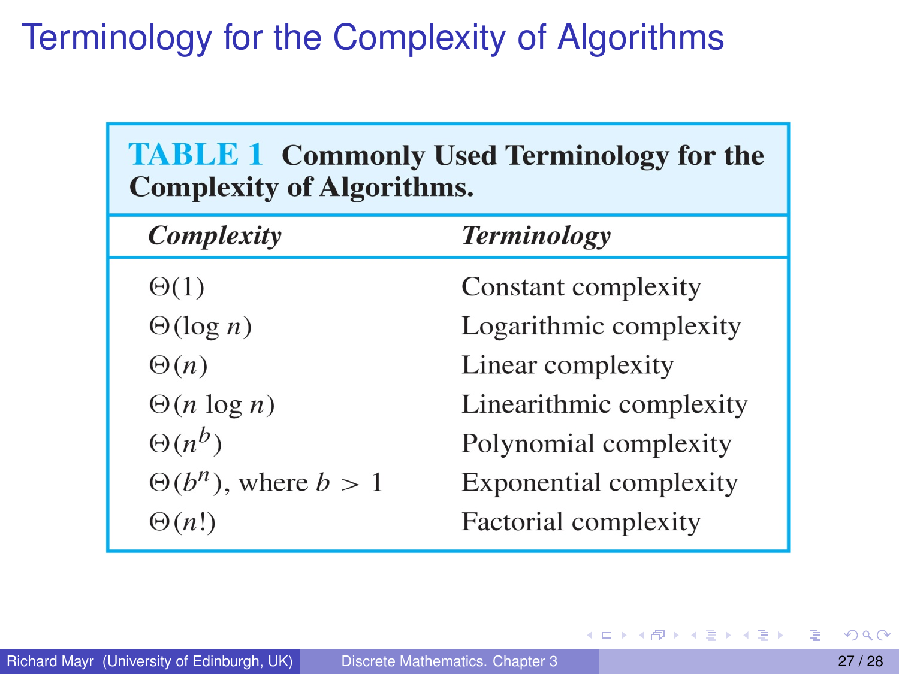# Terminology for the Complexity of Algorithms

**TABLE 1 Commonly Used Terminology for the Complexity of Algorithms.**

| *Complexity* | *Terminology* |
|---|---|
| $\Theta(1)$ | Constant complexity |
| $\Theta(\log n)$ | Logarithmic complexity |
| $\Theta(n)$ | Linear complexity |
| $\Theta(n \log n)$ | Linearithmic complexity |
| $\Theta(n^b)$ | Polynomial complexity |
| $\Theta(b^n)$, where $b > 1$ | Exponential complexity |
| $\Theta(n!)$ | Factorial complexity |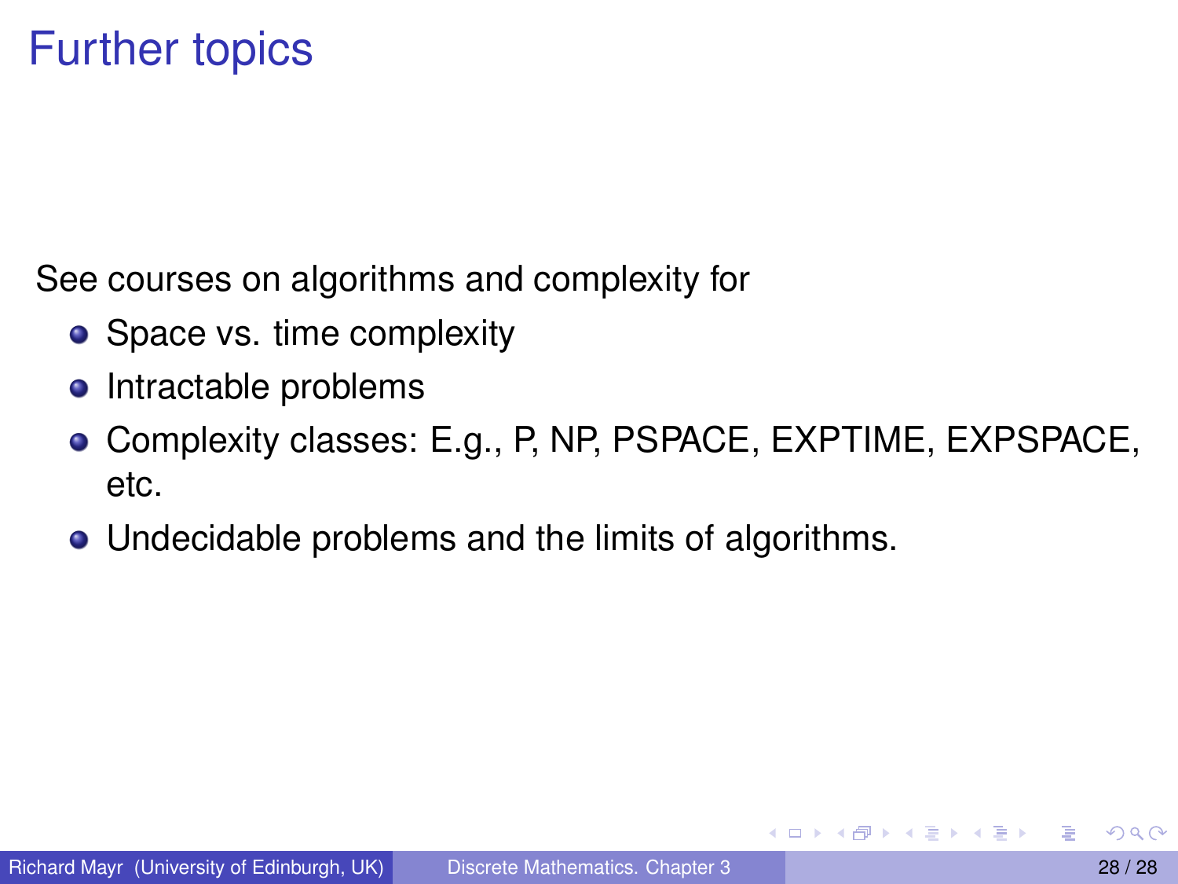# Further topics

See courses on algorithms and complexity for

- Space vs. time complexity
- Intractable problems
- Complexity classes: E.g., P, NP, PSPACE, EXPTIME, EXPSPACE, etc.
- Undecidable problems and the limits of algorithms.